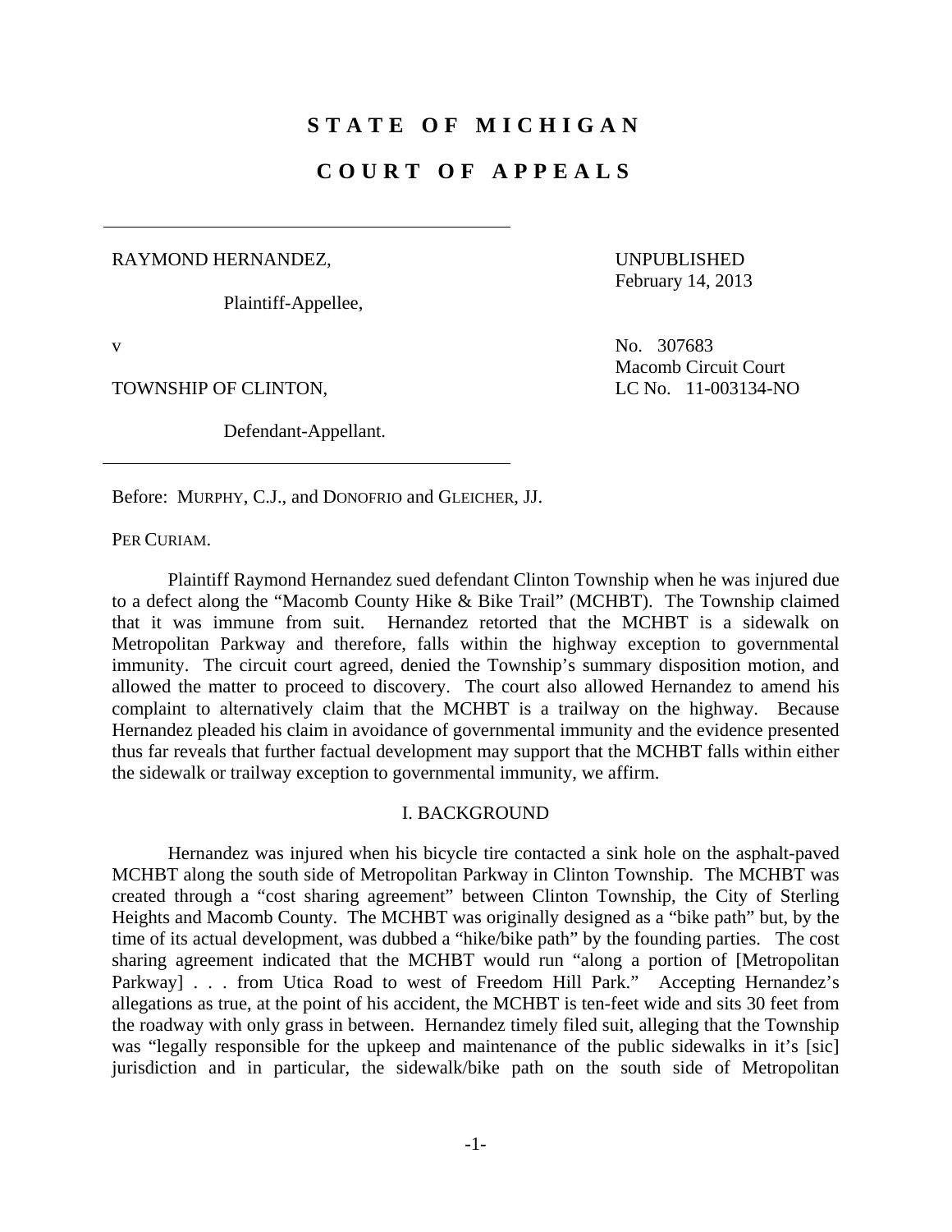# STATE OF MICHIGAN

# COURT OF APPEALS

RAYMOND HERNANDEZ,

Plaintiff-Appellee,

v

TOWNSHIP OF CLINTON,

Defendant-Appellant.

UNPUBLISHED
February 14, 2013

No. 307683
Macomb Circuit Court
LC No. 11-003134-NO

Before: MURPHY, C.J., and DONOFRIO and GLEICHER, JJ.

PER CURIAM.

Plaintiff Raymond Hernandez sued defendant Clinton Township when he was injured due to a defect along the "Macomb County Hike & Bike Trail" (MCHBT). The Township claimed that it was immune from suit. Hernandez retorted that the MCHBT is a sidewalk on Metropolitan Parkway and therefore, falls within the highway exception to governmental immunity. The circuit court agreed, denied the Township's summary disposition motion, and allowed the matter to proceed to discovery. The court also allowed Hernandez to amend his complaint to alternatively claim that the MCHBT is a trailway on the highway. Because Hernandez pleaded his claim in avoidance of governmental immunity and the evidence presented thus far reveals that further factual development may support that the MCHBT falls within either the sidewalk or trailway exception to governmental immunity, we affirm.

## I. BACKGROUND

Hernandez was injured when his bicycle tire contacted a sink hole on the asphalt-paved MCHBT along the south side of Metropolitan Parkway in Clinton Township. The MCHBT was created through a "cost sharing agreement" between Clinton Township, the City of Sterling Heights and Macomb County. The MCHBT was originally designed as a "bike path" but, by the time of its actual development, was dubbed a "hike/bike path" by the founding parties. The cost sharing agreement indicated that the MCHBT would run "along a portion of [Metropolitan Parkway] . . . from Utica Road to west of Freedom Hill Park." Accepting Hernandez's allegations as true, at the point of his accident, the MCHBT is ten-feet wide and sits 30 feet from the roadway with only grass in between. Hernandez timely filed suit, alleging that the Township was "legally responsible for the upkeep and maintenance of the public sidewalks in it's [sic] jurisdiction and in particular, the sidewalk/bike path on the south side of Metropolitan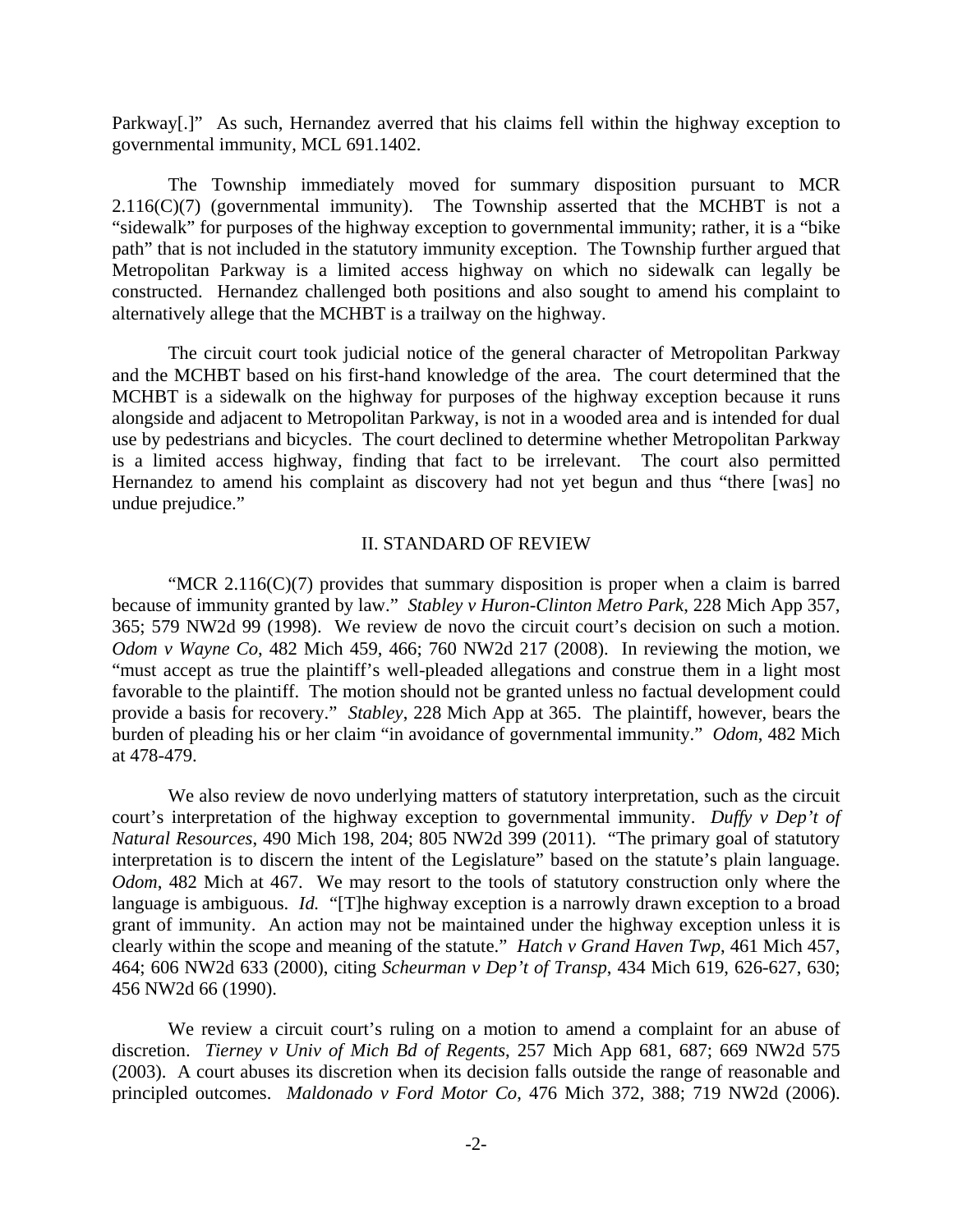Parkway[.]" As such, Hernandez averred that his claims fell within the highway exception to governmental immunity, MCL 691.1402.

The Township immediately moved for summary disposition pursuant to MCR 2.116(C)(7) (governmental immunity). The Township asserted that the MCHBT is not a "sidewalk" for purposes of the highway exception to governmental immunity; rather, it is a "bike path" that is not included in the statutory immunity exception. The Township further argued that Metropolitan Parkway is a limited access highway on which no sidewalk can legally be constructed. Hernandez challenged both positions and also sought to amend his complaint to alternatively allege that the MCHBT is a trailway on the highway.

The circuit court took judicial notice of the general character of Metropolitan Parkway and the MCHBT based on his first-hand knowledge of the area. The court determined that the MCHBT is a sidewalk on the highway for purposes of the highway exception because it runs alongside and adjacent to Metropolitan Parkway, is not in a wooded area and is intended for dual use by pedestrians and bicycles. The court declined to determine whether Metropolitan Parkway is a limited access highway, finding that fact to be irrelevant. The court also permitted Hernandez to amend his complaint as discovery had not yet begun and thus "there [was] no undue prejudice."

## II. STANDARD OF REVIEW

"MCR 2.116(C)(7) provides that summary disposition is proper when a claim is barred because of immunity granted by law." *Stabley v Huron-Clinton Metro Park*, 228 Mich App 357, 365; 579 NW2d 99 (1998). We review de novo the circuit court's decision on such a motion. *Odom v Wayne Co*, 482 Mich 459, 466; 760 NW2d 217 (2008). In reviewing the motion, we "must accept as true the plaintiff's well-pleaded allegations and construe them in a light most favorable to the plaintiff. The motion should not be granted unless no factual development could provide a basis for recovery." *Stabley*, 228 Mich App at 365. The plaintiff, however, bears the burden of pleading his or her claim "in avoidance of governmental immunity." *Odom*, 482 Mich at 478-479.

We also review de novo underlying matters of statutory interpretation, such as the circuit court's interpretation of the highway exception to governmental immunity. *Duffy v Dep't of Natural Resources*, 490 Mich 198, 204; 805 NW2d 399 (2011). "The primary goal of statutory interpretation is to discern the intent of the Legislature" based on the statute's plain language. *Odom*, 482 Mich at 467. We may resort to the tools of statutory construction only where the language is ambiguous. *Id.* "[T]he highway exception is a narrowly drawn exception to a broad grant of immunity. An action may not be maintained under the highway exception unless it is clearly within the scope and meaning of the statute." *Hatch v Grand Haven Twp*, 461 Mich 457, 464; 606 NW2d 633 (2000), citing *Scheurman v Dep't of Transp*, 434 Mich 619, 626-627, 630; 456 NW2d 66 (1990).

We review a circuit court's ruling on a motion to amend a complaint for an abuse of discretion. *Tierney v Univ of Mich Bd of Regents*, 257 Mich App 681, 687; 669 NW2d 575 (2003). A court abuses its discretion when its decision falls outside the range of reasonable and principled outcomes. *Maldonado v Ford Motor Co*, 476 Mich 372, 388; 719 NW2d (2006).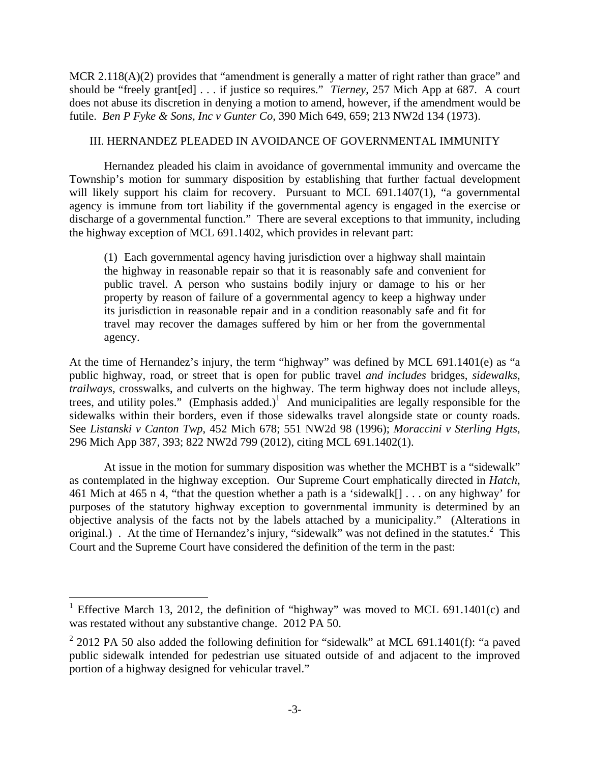MCR 2.118(A)(2) provides that "amendment is generally a matter of right rather than grace" and should be "freely grant[ed] . . . if justice so requires." *Tierney*, 257 Mich App at 687. A court does not abuse its discretion in denying a motion to amend, however, if the amendment would be futile. *Ben P Fyke & Sons, Inc v Gunter Co*, 390 Mich 649, 659; 213 NW2d 134 (1973).

## III. HERNANDEZ PLEADED IN AVOIDANCE OF GOVERNMENTAL IMMUNITY

Hernandez pleaded his claim in avoidance of governmental immunity and overcame the Township's motion for summary disposition by establishing that further factual development will likely support his claim for recovery. Pursuant to MCL 691.1407(1), "a governmental agency is immune from tort liability if the governmental agency is engaged in the exercise or discharge of a governmental function." There are several exceptions to that immunity, including the highway exception of MCL 691.1402, which provides in relevant part:

> (1) Each governmental agency having jurisdiction over a highway shall maintain the highway in reasonable repair so that it is reasonably safe and convenient for public travel. A person who sustains bodily injury or damage to his or her property by reason of failure of a governmental agency to keep a highway under its jurisdiction in reasonable repair and in a condition reasonably safe and fit for travel may recover the damages suffered by him or her from the governmental agency.

At the time of Hernandez's injury, the term "highway" was defined by MCL 691.1401(e) as "a public highway, road, or street that is open for public travel *and includes* bridges, *sidewalks*, *trailways*, crosswalks, and culverts on the highway. The term highway does not include alleys, trees, and utility poles." (Emphasis added.)[1] And municipalities are legally responsible for the sidewalks within their borders, even if those sidewalks travel alongside state or county roads. See *Listanski v Canton Twp*, 452 Mich 678; 551 NW2d 98 (1996); *Moraccini v Sterling Hgts*, 296 Mich App 387, 393; 822 NW2d 799 (2012), citing MCL 691.1402(1).

At issue in the motion for summary disposition was whether the MCHBT is a "sidewalk" as contemplated in the highway exception. Our Supreme Court emphatically directed in *Hatch*, 461 Mich at 465 n 4, "that the question whether a path is a 'sidewalk[] . . . on any highway' for purposes of the statutory highway exception to governmental immunity is determined by an objective analysis of the facts not by the labels attached by a municipality." (Alterations in original.) . At the time of Hernandez's injury, "sidewalk" was not defined in the statutes.[2] This Court and the Supreme Court have considered the definition of the term in the past:

---

[1] Effective March 13, 2012, the definition of "highway" was moved to MCL 691.1401(c) and was restated without any substantive change. 2012 PA 50.

[2] 2012 PA 50 also added the following definition for "sidewalk" at MCL 691.1401(f): "a paved public sidewalk intended for pedestrian use situated outside of and adjacent to the improved portion of a highway designed for vehicular travel."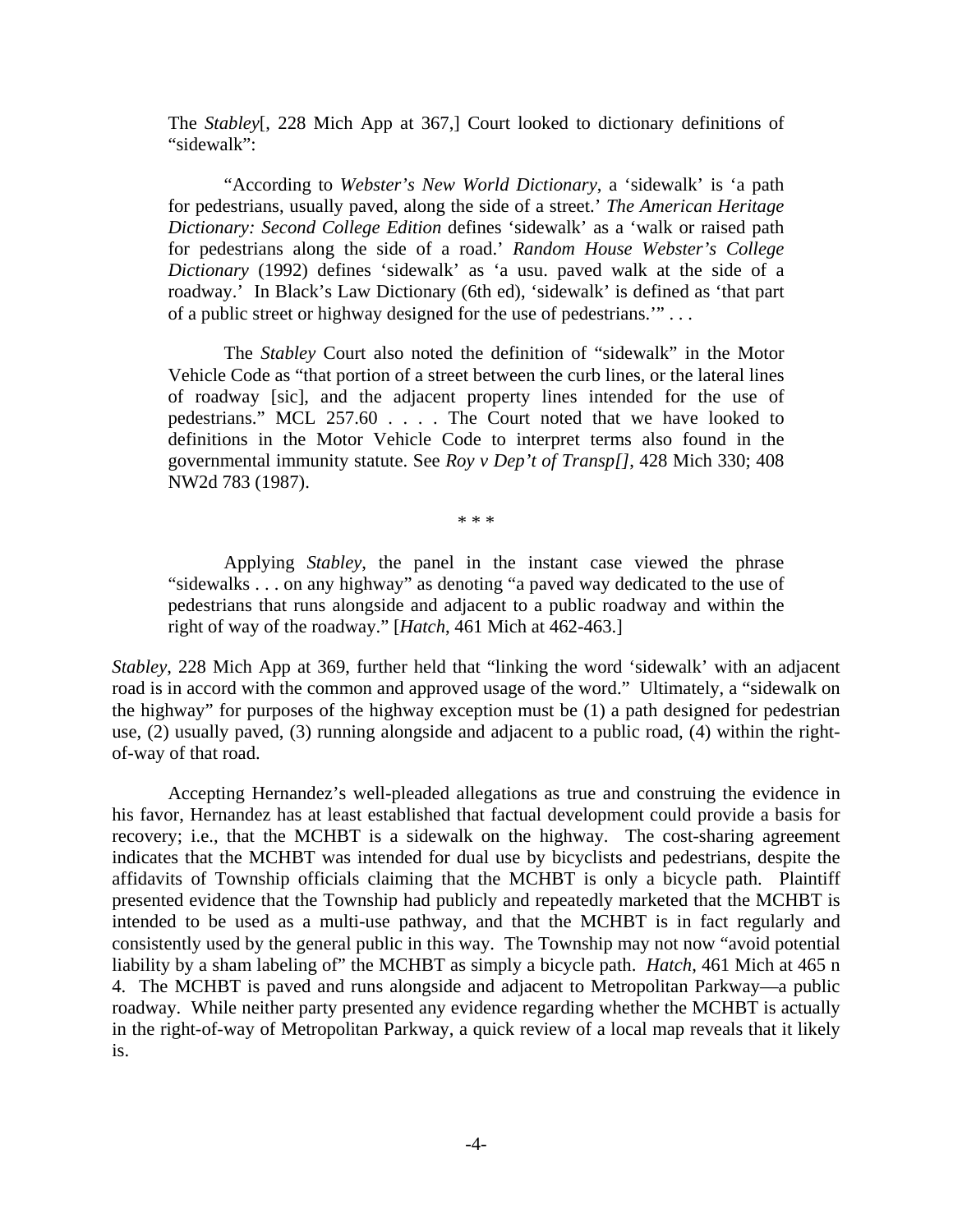> The *Stabley*[, 228 Mich App at 367,] Court looked to dictionary definitions of "sidewalk":
>
> "According to *Webster's New World Dictionary*, a 'sidewalk' is 'a path for pedestrians, usually paved, along the side of a street.' *The American Heritage Dictionary: Second College Edition* defines 'sidewalk' as a 'walk or raised path for pedestrians along the side of a road.' *Random House Webster's College Dictionary* (1992) defines 'sidewalk' as 'a usu. paved walk at the side of a roadway.' In Black's Law Dictionary (6th ed), 'sidewalk' is defined as 'that part of a public street or highway designed for the use of pedestrians.'" . . .
>
> The *Stabley* Court also noted the definition of "sidewalk" in the Motor Vehicle Code as "that portion of a street between the curb lines, or the lateral lines of roadway [sic], and the adjacent property lines intended for the use of pedestrians." MCL 257.60 . . . . The Court noted that we have looked to definitions in the Motor Vehicle Code to interpret terms also found in the governmental immunity statute. See *Roy v Dep't of Transp[]*, 428 Mich 330; 408 NW2d 783 (1987).
>
> \* \* \*
>
> Applying *Stabley*, the panel in the instant case viewed the phrase "sidewalks . . . on any highway" as denoting "a paved way dedicated to the use of pedestrians that runs alongside and adjacent to a public roadway and within the right of way of the roadway." [*Hatch*, 461 Mich at 462-463.]

*Stabley*, 228 Mich App at 369, further held that "linking the word 'sidewalk' with an adjacent road is in accord with the common and approved usage of the word." Ultimately, a "sidewalk on the highway" for purposes of the highway exception must be (1) a path designed for pedestrian use, (2) usually paved, (3) running alongside and adjacent to a public road, (4) within the right-of-way of that road.

Accepting Hernandez's well-pleaded allegations as true and construing the evidence in his favor, Hernandez has at least established that factual development could provide a basis for recovery; i.e., that the MCHBT is a sidewalk on the highway. The cost-sharing agreement indicates that the MCHBT was intended for dual use by bicyclists and pedestrians, despite the affidavits of Township officials claiming that the MCHBT is only a bicycle path. Plaintiff presented evidence that the Township had publicly and repeatedly marketed that the MCHBT is intended to be used as a multi-use pathway, and that the MCHBT is in fact regularly and consistently used by the general public in this way. The Township may not now "avoid potential liability by a sham labeling of" the MCHBT as simply a bicycle path. *Hatch*, 461 Mich at 465 n 4. The MCHBT is paved and runs alongside and adjacent to Metropolitan Parkway—a public roadway. While neither party presented any evidence regarding whether the MCHBT is actually in the right-of-way of Metropolitan Parkway, a quick review of a local map reveals that it likely is.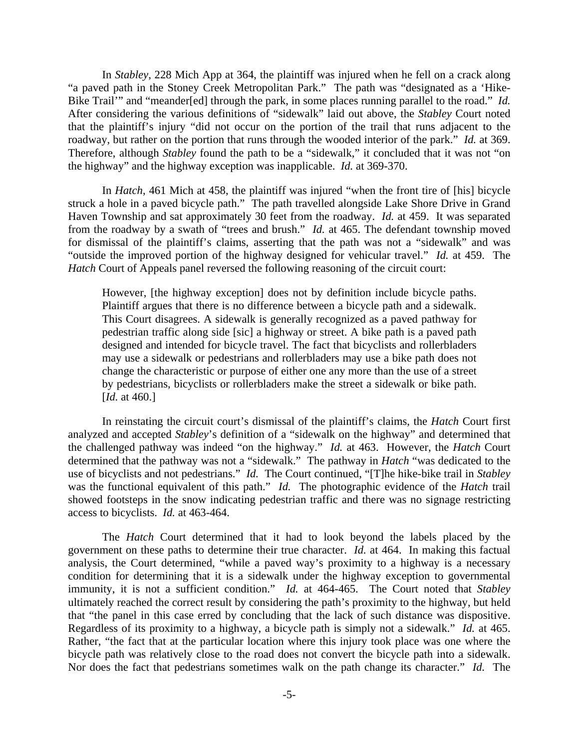In *Stabley*, 228 Mich App at 364, the plaintiff was injured when he fell on a crack along "a paved path in the Stoney Creek Metropolitan Park." The path was "designated as a 'Hike-Bike Trail'" and "meander[ed] through the park, in some places running parallel to the road." *Id.* After considering the various definitions of "sidewalk" laid out above, the *Stabley* Court noted that the plaintiff's injury "did not occur on the portion of the trail that runs adjacent to the roadway, but rather on the portion that runs through the wooded interior of the park." *Id.* at 369. Therefore, although *Stabley* found the path to be a "sidewalk," it concluded that it was not "on the highway" and the highway exception was inapplicable. *Id.* at 369-370.

In *Hatch*, 461 Mich at 458, the plaintiff was injured "when the front tire of [his] bicycle struck a hole in a paved bicycle path." The path travelled alongside Lake Shore Drive in Grand Haven Township and sat approximately 30 feet from the roadway. *Id.* at 459. It was separated from the roadway by a swath of "trees and brush." *Id.* at 465. The defendant township moved for dismissal of the plaintiff's claims, asserting that the path was not a "sidewalk" and was "outside the improved portion of the highway designed for vehicular travel." *Id.* at 459. The *Hatch* Court of Appeals panel reversed the following reasoning of the circuit court:

> However, [the highway exception] does not by definition include bicycle paths. Plaintiff argues that there is no difference between a bicycle path and a sidewalk. This Court disagrees. A sidewalk is generally recognized as a paved pathway for pedestrian traffic along side [sic] a highway or street. A bike path is a paved path designed and intended for bicycle travel. The fact that bicyclists and rollerbladers may use a sidewalk or pedestrians and rollerbladers may use a bike path does not change the characteristic or purpose of either one any more than the use of a street by pedestrians, bicyclists or rollerbladers make the street a sidewalk or bike path. [*Id.* at 460.]

In reinstating the circuit court's dismissal of the plaintiff's claims, the *Hatch* Court first analyzed and accepted *Stabley*'s definition of a "sidewalk on the highway" and determined that the challenged pathway was indeed "on the highway." *Id.* at 463. However, the *Hatch* Court determined that the pathway was not a "sidewalk." The pathway in *Hatch* "was dedicated to the use of bicyclists and not pedestrians." *Id.* The Court continued, "[T]he hike-bike trail in *Stabley* was the functional equivalent of this path." *Id.* The photographic evidence of the *Hatch* trail showed footsteps in the snow indicating pedestrian traffic and there was no signage restricting access to bicyclists. *Id.* at 463-464.

The *Hatch* Court determined that it had to look beyond the labels placed by the government on these paths to determine their true character. *Id.* at 464. In making this factual analysis, the Court determined, "while a paved way's proximity to a highway is a necessary condition for determining that it is a sidewalk under the highway exception to governmental immunity, it is not a sufficient condition." *Id.* at 464-465. The Court noted that *Stabley* ultimately reached the correct result by considering the path's proximity to the highway, but held that "the panel in this case erred by concluding that the lack of such distance was dispositive. Regardless of its proximity to a highway, a bicycle path is simply not a sidewalk." *Id.* at 465. Rather, "the fact that at the particular location where this injury took place was one where the bicycle path was relatively close to the road does not convert the bicycle path into a sidewalk. Nor does the fact that pedestrians sometimes walk on the path change its character." *Id.* The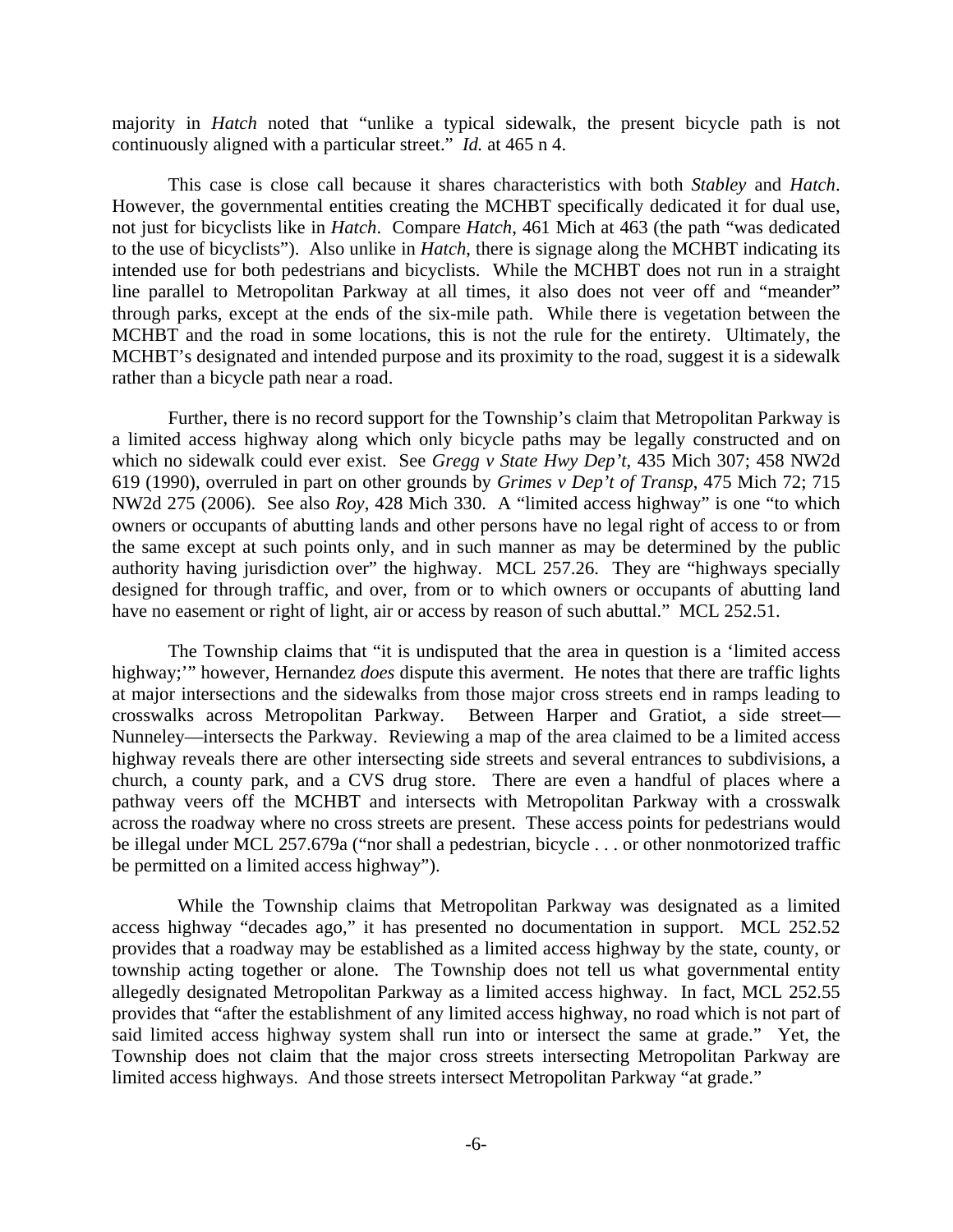majority in *Hatch* noted that "unlike a typical sidewalk, the present bicycle path is not continuously aligned with a particular street." *Id.* at 465 n 4.

This case is close call because it shares characteristics with both *Stabley* and *Hatch*. However, the governmental entities creating the MCHBT specifically dedicated it for dual use, not just for bicyclists like in *Hatch*. Compare *Hatch*, 461 Mich at 463 (the path "was dedicated to the use of bicyclists"). Also unlike in *Hatch*, there is signage along the MCHBT indicating its intended use for both pedestrians and bicyclists. While the MCHBT does not run in a straight line parallel to Metropolitan Parkway at all times, it also does not veer off and "meander" through parks, except at the ends of the six-mile path. While there is vegetation between the MCHBT and the road in some locations, this is not the rule for the entirety. Ultimately, the MCHBT's designated and intended purpose and its proximity to the road, suggest it is a sidewalk rather than a bicycle path near a road.

Further, there is no record support for the Township's claim that Metropolitan Parkway is a limited access highway along which only bicycle paths may be legally constructed and on which no sidewalk could ever exist. See *Gregg v State Hwy Dep't*, 435 Mich 307; 458 NW2d 619 (1990), overruled in part on other grounds by *Grimes v Dep't of Transp*, 475 Mich 72; 715 NW2d 275 (2006). See also *Roy*, 428 Mich 330. A "limited access highway" is one "to which owners or occupants of abutting lands and other persons have no legal right of access to or from the same except at such points only, and in such manner as may be determined by the public authority having jurisdiction over" the highway. MCL 257.26. They are "highways specially designed for through traffic, and over, from or to which owners or occupants of abutting land have no easement or right of light, air or access by reason of such abuttal." MCL 252.51.

The Township claims that "it is undisputed that the area in question is a 'limited access highway;'" however, Hernandez *does* dispute this averment. He notes that there are traffic lights at major intersections and the sidewalks from those major cross streets end in ramps leading to crosswalks across Metropolitan Parkway. Between Harper and Gratiot, a side street—Nunneley—intersects the Parkway. Reviewing a map of the area claimed to be a limited access highway reveals there are other intersecting side streets and several entrances to subdivisions, a church, a county park, and a CVS drug store. There are even a handful of places where a pathway veers off the MCHBT and intersects with Metropolitan Parkway with a crosswalk across the roadway where no cross streets are present. These access points for pedestrians would be illegal under MCL 257.679a ("nor shall a pedestrian, bicycle . . . or other nonmotorized traffic be permitted on a limited access highway").

While the Township claims that Metropolitan Parkway was designated as a limited access highway "decades ago," it has presented no documentation in support. MCL 252.52 provides that a roadway may be established as a limited access highway by the state, county, or township acting together or alone. The Township does not tell us what governmental entity allegedly designated Metropolitan Parkway as a limited access highway. In fact, MCL 252.55 provides that "after the establishment of any limited access highway, no road which is not part of said limited access highway system shall run into or intersect the same at grade." Yet, the Township does not claim that the major cross streets intersecting Metropolitan Parkway are limited access highways. And those streets intersect Metropolitan Parkway "at grade."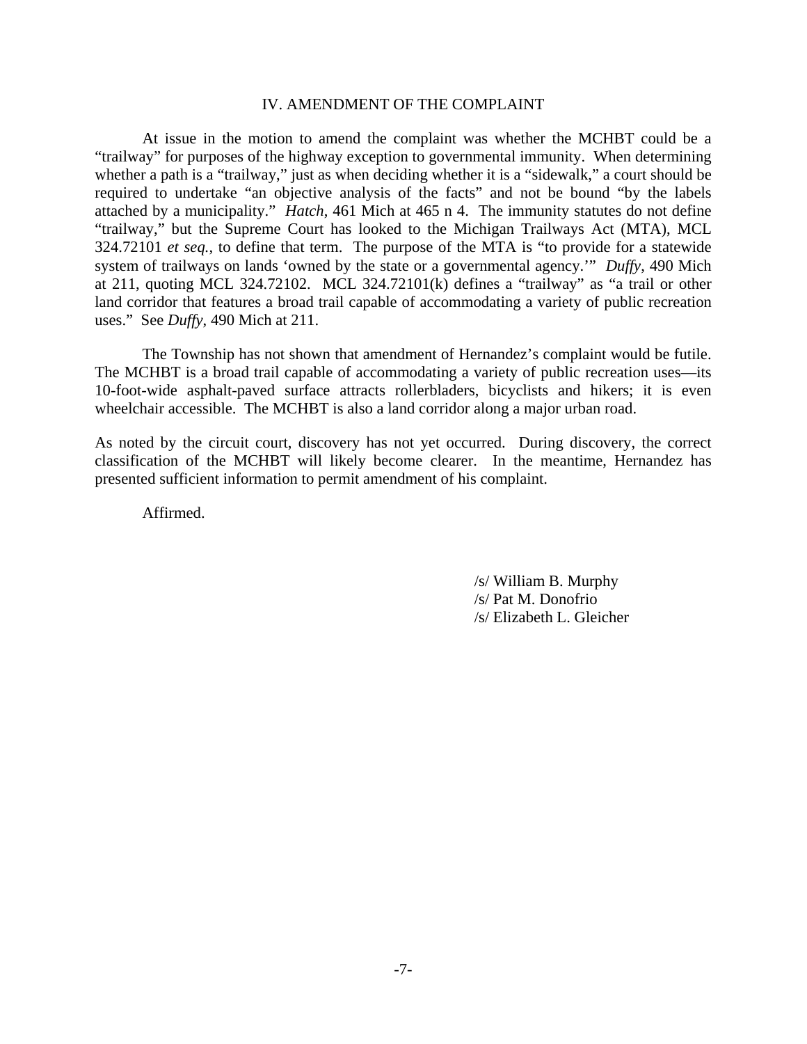## IV. AMENDMENT OF THE COMPLAINT

At issue in the motion to amend the complaint was whether the MCHBT could be a "trailway" for purposes of the highway exception to governmental immunity. When determining whether a path is a "trailway," just as when deciding whether it is a "sidewalk," a court should be required to undertake "an objective analysis of the facts" and not be bound "by the labels attached by a municipality." *Hatch*, 461 Mich at 465 n 4. The immunity statutes do not define "trailway," but the Supreme Court has looked to the Michigan Trailways Act (MTA), MCL 324.72101 *et seq.*, to define that term. The purpose of the MTA is "to provide for a statewide system of trailways on lands 'owned by the state or a governmental agency.'" *Duffy*, 490 Mich at 211, quoting MCL 324.72102. MCL 324.72101(k) defines a "trailway" as "a trail or other land corridor that features a broad trail capable of accommodating a variety of public recreation uses." See *Duffy*, 490 Mich at 211.

The Township has not shown that amendment of Hernandez's complaint would be futile. The MCHBT is a broad trail capable of accommodating a variety of public recreation uses—its 10-foot-wide asphalt-paved surface attracts rollerbladers, bicyclists and hikers; it is even wheelchair accessible. The MCHBT is also a land corridor along a major urban road.

As noted by the circuit court, discovery has not yet occurred. During discovery, the correct classification of the MCHBT will likely become clearer. In the meantime, Hernandez has presented sufficient information to permit amendment of his complaint.

Affirmed.

/s/ William B. Murphy  
/s/ Pat M. Donofrio  
/s/ Elizabeth L. Gleicher